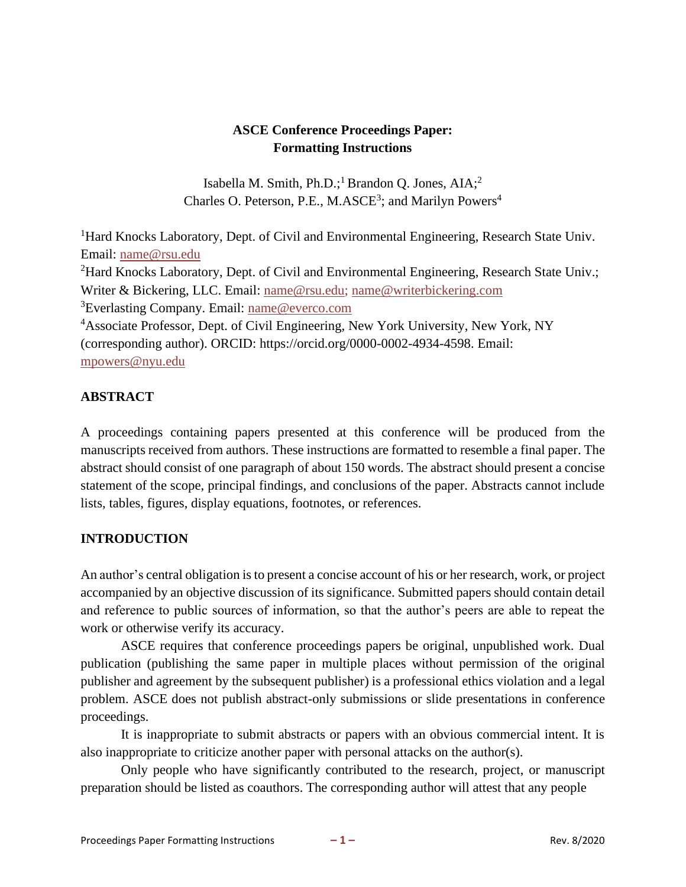# ASCE Conference Proceedings Paper: Formatting Instructions

Isabella M. Smith, Ph.D.;[1] Brandon Q. Jones, AIA;[2]
Charles O. Peterson, P.E., M.ASCE[3]; and Marilyn Powers[4]

[1]Hard Knocks Laboratory, Dept. of Civil and Environmental Engineering, Research State Univ. Email: name@rsu.edu

[2]Hard Knocks Laboratory, Dept. of Civil and Environmental Engineering, Research State Univ.; Writer & Bickering, LLC. Email: name@rsu.edu; name@writerbickering.com

[3]Everlasting Company. Email: name@everco.com

[4]Associate Professor, Dept. of Civil Engineering, New York University, New York, NY (corresponding author). ORCID: https://orcid.org/0000-0002-4934-4598. Email: mpowers@nyu.edu

## ABSTRACT

A proceedings containing papers presented at this conference will be produced from the manuscripts received from authors. These instructions are formatted to resemble a final paper. The abstract should consist of one paragraph of about 150 words. The abstract should present a concise statement of the scope, principal findings, and conclusions of the paper. Abstracts cannot include lists, tables, figures, display equations, footnotes, or references.

## INTRODUCTION

An author's central obligation is to present a concise account of his or her research, work, or project accompanied by an objective discussion of its significance. Submitted papers should contain detail and reference to public sources of information, so that the author's peers are able to repeat the work or otherwise verify its accuracy.

ASCE requires that conference proceedings papers be original, unpublished work. Dual publication (publishing the same paper in multiple places without permission of the original publisher and agreement by the subsequent publisher) is a professional ethics violation and a legal problem. ASCE does not publish abstract-only submissions or slide presentations in conference proceedings.

It is inappropriate to submit abstracts or papers with an obvious commercial intent. It is also inappropriate to criticize another paper with personal attacks on the author(s).

Only people who have significantly contributed to the research, project, or manuscript preparation should be listed as coauthors. The corresponding author will attest that any people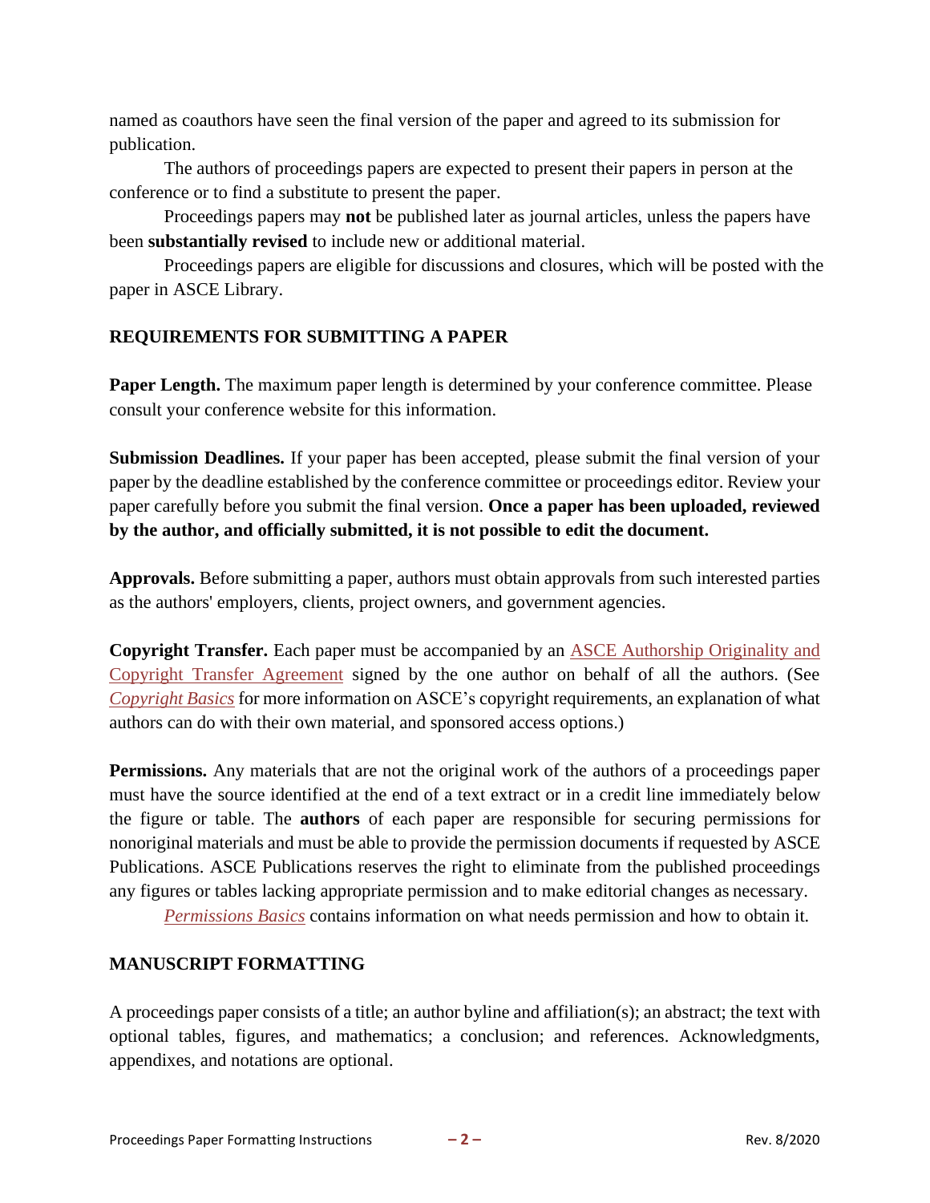named as coauthors have seen the final version of the paper and agreed to its submission for publication.

The authors of proceedings papers are expected to present their papers in person at the conference or to find a substitute to present the paper.

Proceedings papers may **not** be published later as journal articles, unless the papers have been **substantially revised** to include new or additional material.

Proceedings papers are eligible for discussions and closures, which will be posted with the paper in ASCE Library.

## REQUIREMENTS FOR SUBMITTING A PAPER

**Paper Length.** The maximum paper length is determined by your conference committee. Please consult your conference website for this information.

**Submission Deadlines.** If your paper has been accepted, please submit the final version of your paper by the deadline established by the conference committee or proceedings editor. Review your paper carefully before you submit the final version. **Once a paper has been uploaded, reviewed by the author, and officially submitted, it is not possible to edit the document.**

**Approvals.** Before submitting a paper, authors must obtain approvals from such interested parties as the authors' employers, clients, project owners, and government agencies.

**Copyright Transfer.** Each paper must be accompanied by an ASCE Authorship Originality and Copyright Transfer Agreement signed by the one author on behalf of all the authors. (See *Copyright Basics* for more information on ASCE's copyright requirements, an explanation of what authors can do with their own material, and sponsored access options.)

**Permissions.** Any materials that are not the original work of the authors of a proceedings paper must have the source identified at the end of a text extract or in a credit line immediately below the figure or table. The **authors** of each paper are responsible for securing permissions for nonoriginal materials and must be able to provide the permission documents if requested by ASCE Publications. ASCE Publications reserves the right to eliminate from the published proceedings any figures or tables lacking appropriate permission and to make editorial changes as necessary.

*Permissions Basics* contains information on what needs permission and how to obtain it.

## MANUSCRIPT FORMATTING

A proceedings paper consists of a title; an author byline and affiliation(s); an abstract; the text with optional tables, figures, and mathematics; a conclusion; and references. Acknowledgments, appendixes, and notations are optional.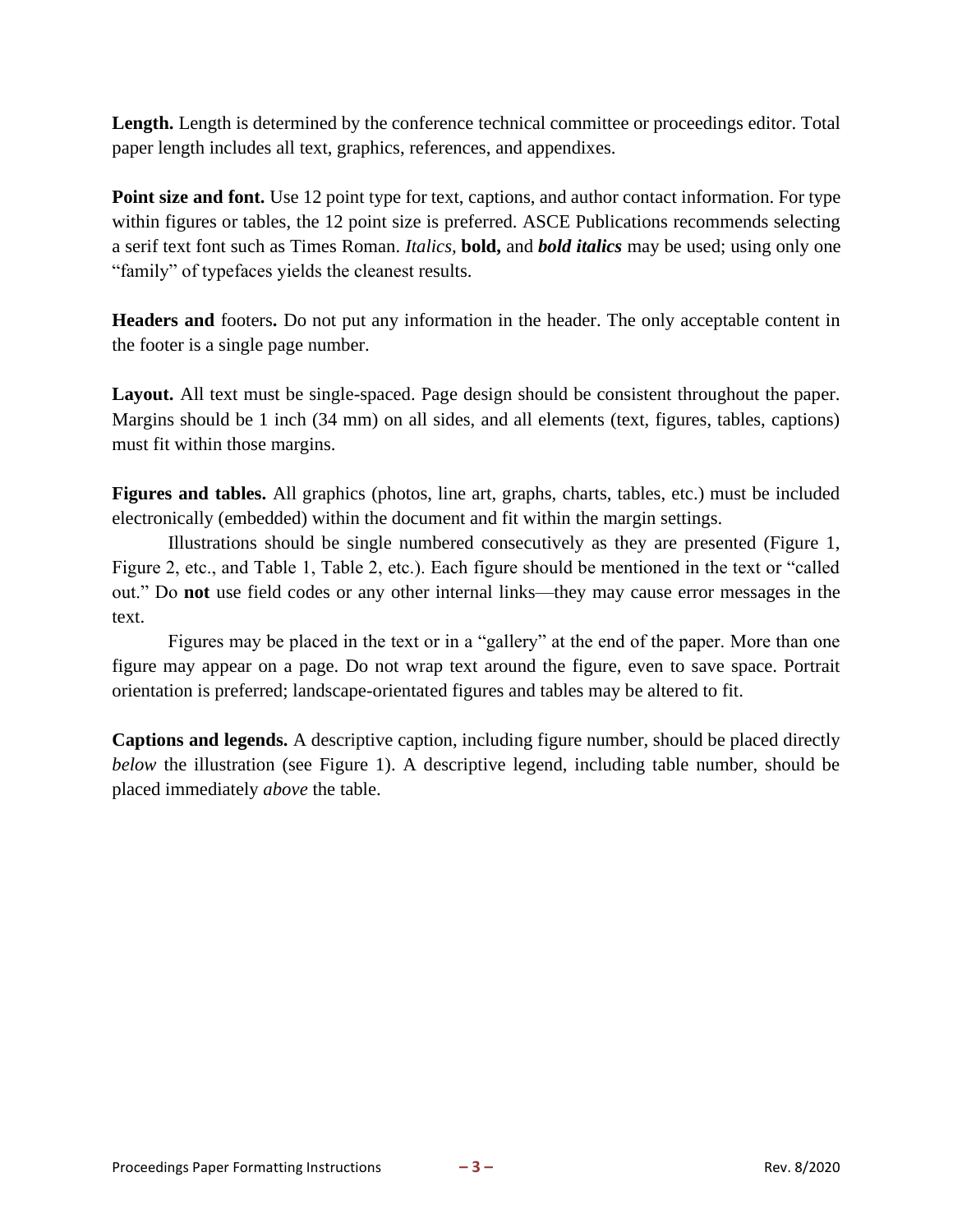**Length.** Length is determined by the conference technical committee or proceedings editor. Total paper length includes all text, graphics, references, and appendixes.

**Point size and font.** Use 12 point type for text, captions, and author contact information. For type within figures or tables, the 12 point size is preferred. ASCE Publications recommends selecting a serif text font such as Times Roman. *Italics,* **bold,** and ***bold italics*** may be used; using only one "family" of typefaces yields the cleanest results.

**Headers and** footers**.** Do not put any information in the header. The only acceptable content in the footer is a single page number.

**Layout.** All text must be single-spaced. Page design should be consistent throughout the paper. Margins should be 1 inch (34 mm) on all sides, and all elements (text, figures, tables, captions) must fit within those margins.

**Figures and tables.** All graphics (photos, line art, graphs, charts, tables, etc.) must be included electronically (embedded) within the document and fit within the margin settings.

Illustrations should be single numbered consecutively as they are presented (Figure 1, Figure 2, etc., and Table 1, Table 2, etc.). Each figure should be mentioned in the text or "called out." Do **not** use field codes or any other internal links—they may cause error messages in the text.

Figures may be placed in the text or in a "gallery" at the end of the paper. More than one figure may appear on a page. Do not wrap text around the figure, even to save space. Portrait orientation is preferred; landscape-orientated figures and tables may be altered to fit.

**Captions and legends.** A descriptive caption, including figure number, should be placed directly *below* the illustration (see Figure 1). A descriptive legend, including table number, should be placed immediately *above* the table.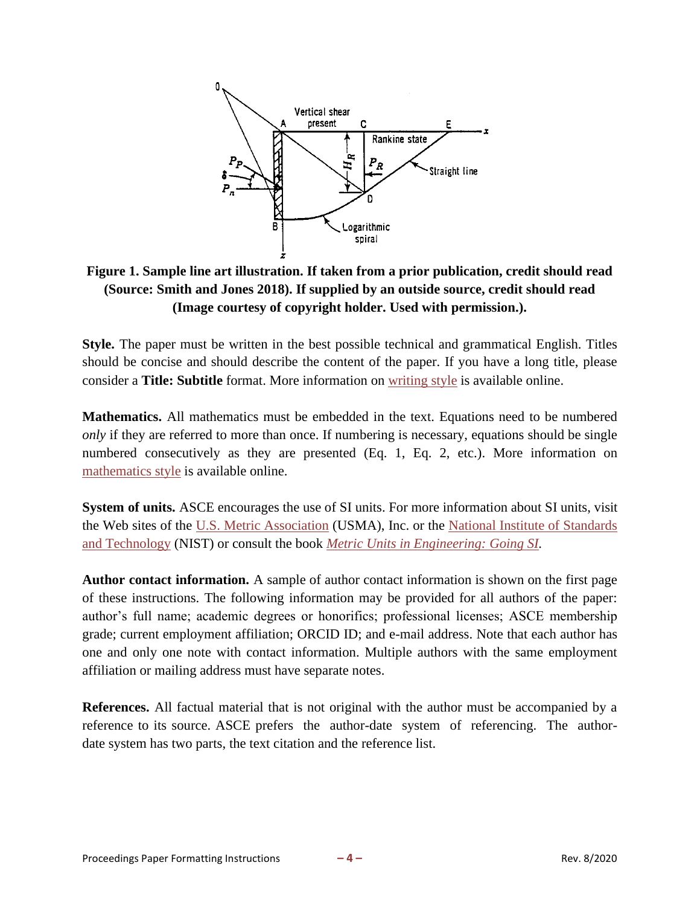**Figure 1. Sample line art illustration. If taken from a prior publication, credit should read (Source: Smith and Jones 2018). If supplied by an outside source, credit should read (Image courtesy of copyright holder. Used with permission.).**

**Style.** The paper must be written in the best possible technical and grammatical English. Titles should be concise and should describe the content of the paper. If you have a long title, please consider a **Title: Subtitle** format. More information on writing style is available online.

**Mathematics.** All mathematics must be embedded in the text. Equations need to be numbered *only* if they are referred to more than once. If numbering is necessary, equations should be single numbered consecutively as they are presented (Eq. 1, Eq. 2, etc.). More information on mathematics style is available online.

**System of units.** ASCE encourages the use of SI units. For more information about SI units, visit the Web sites of the U.S. Metric Association (USMA), Inc. or the National Institute of Standards and Technology (NIST) or consult the book *Metric Units in Engineering: Going SI*.

**Author contact information.** A sample of author contact information is shown on the first page of these instructions. The following information may be provided for all authors of the paper: author's full name; academic degrees or honorifics; professional licenses; ASCE membership grade; current employment affiliation; ORCID ID; and e-mail address. Note that each author has one and only one note with contact information. Multiple authors with the same employment affiliation or mailing address must have separate notes.

**References.** All factual material that is not original with the author must be accompanied by a reference to its source. ASCE prefers the author-date system of referencing. The author-date system has two parts, the text citation and the reference list.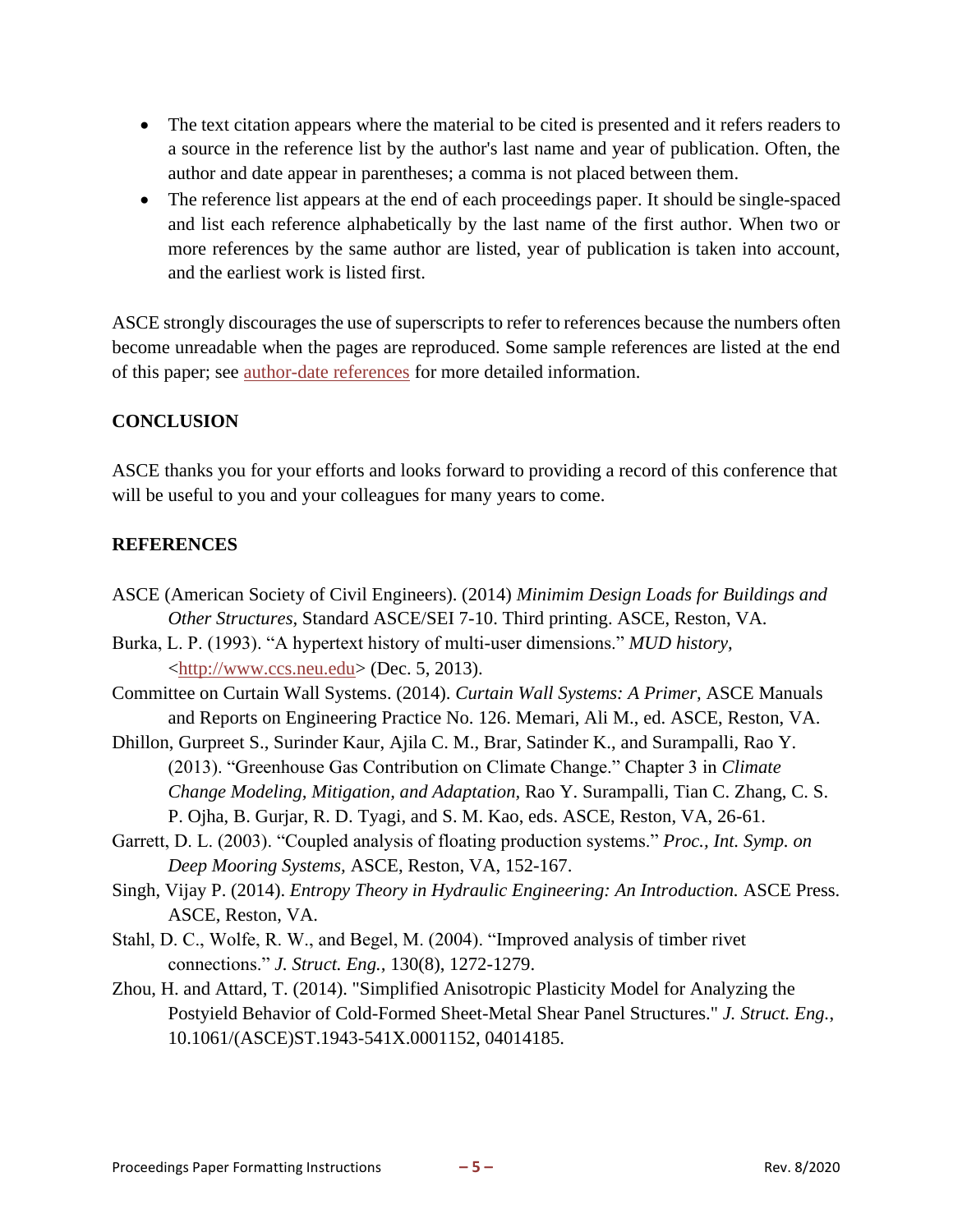- The text citation appears where the material to be cited is presented and it refers readers to a source in the reference list by the author's last name and year of publication. Often, the author and date appear in parentheses; a comma is not placed between them.
- The reference list appears at the end of each proceedings paper. It should be single-spaced and list each reference alphabetically by the last name of the first author. When two or more references by the same author are listed, year of publication is taken into account, and the earliest work is listed first.

ASCE strongly discourages the use of superscripts to refer to references because the numbers often become unreadable when the pages are reproduced. Some sample references are listed at the end of this paper; see author-date references for more detailed information.

## CONCLUSION

ASCE thanks you for your efforts and looks forward to providing a record of this conference that will be useful to you and your colleagues for many years to come.

## REFERENCES

ASCE (American Society of Civil Engineers). (2014) *Minimim Design Loads for Buildings and Other Structures,* Standard ASCE/SEI 7-10. Third printing. ASCE, Reston, VA.

Burka, L. P. (1993). "A hypertext history of multi-user dimensions." *MUD history,* <http://www.ccs.neu.edu> (Dec. 5, 2013).

Committee on Curtain Wall Systems. (2014). *Curtain Wall Systems: A Primer,* ASCE Manuals and Reports on Engineering Practice No. 126. Memari, Ali M., ed. ASCE, Reston, VA.

Dhillon, Gurpreet S., Surinder Kaur, Ajila C. M., Brar, Satinder K., and Surampalli, Rao Y. (2013). "Greenhouse Gas Contribution on Climate Change." Chapter 3 in *Climate Change Modeling, Mitigation, and Adaptation,* Rao Y. Surampalli, Tian C. Zhang, C. S. P. Ojha, B. Gurjar, R. D. Tyagi, and S. M. Kao, eds. ASCE, Reston, VA, 26-61.

Garrett, D. L. (2003). "Coupled analysis of floating production systems." *Proc., Int. Symp. on Deep Mooring Systems,* ASCE, Reston, VA, 152-167.

Singh, Vijay P. (2014). *Entropy Theory in Hydraulic Engineering: An Introduction.* ASCE Press. ASCE, Reston, VA.

Stahl, D. C., Wolfe, R. W., and Begel, M. (2004). "Improved analysis of timber rivet connections." *J. Struct. Eng.,* 130(8), 1272-1279.

Zhou, H. and Attard, T. (2014). "Simplified Anisotropic Plasticity Model for Analyzing the Postyield Behavior of Cold-Formed Sheet-Metal Shear Panel Structures." *J. Struct. Eng.*, 10.1061/(ASCE)ST.1943-541X.0001152, 04014185.